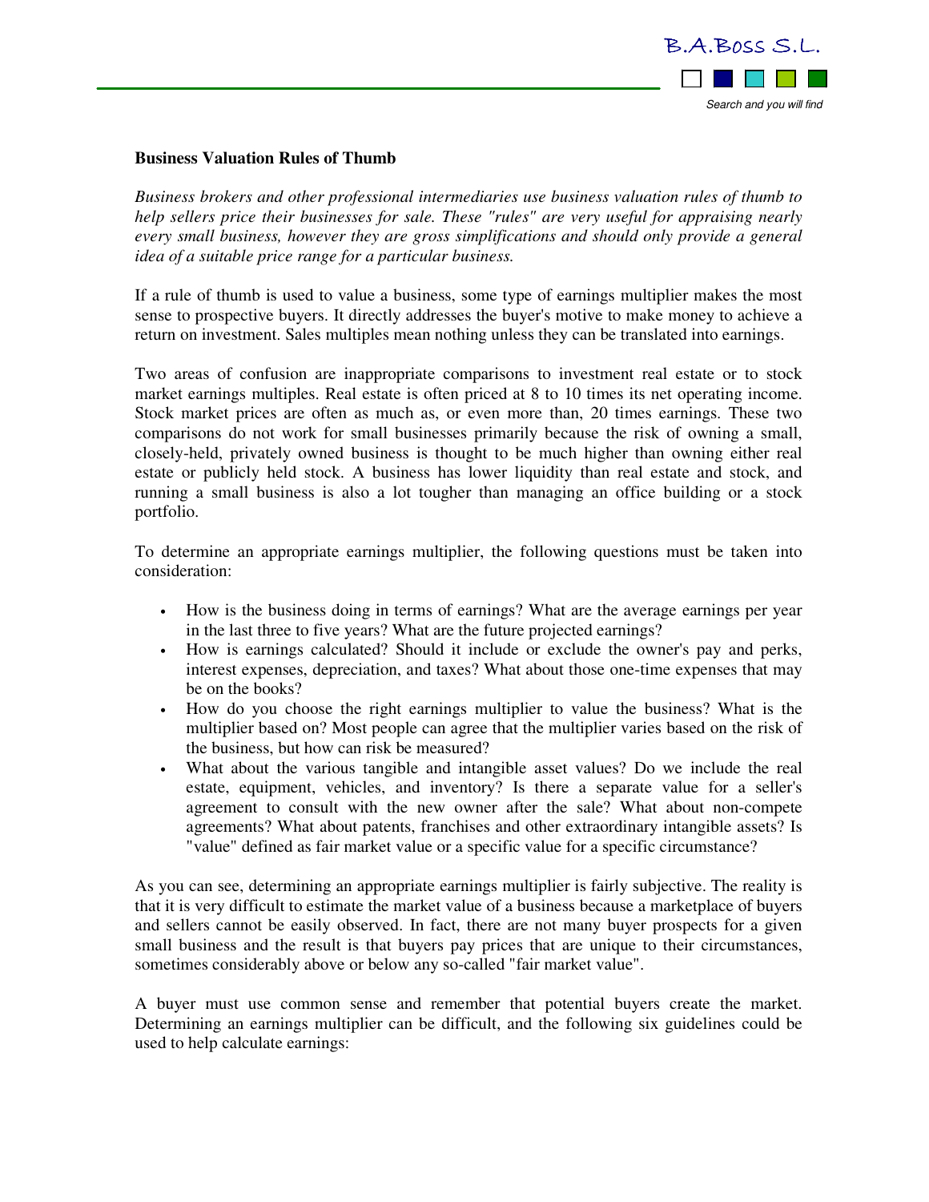**Business Valuation Rules of Thumb**

*Business brokers and other professional intermediaries use business valuation rules of thumb to help sellers price their businesses for sale. These "rules" are very useful for appraising nearly every small business, however they are gross simplifications and should only provide a general idea of a suitable price range for a particular business.*

If a rule of thumb is used to value a business, some type of earnings multiplier makes the most sense to prospective buyers. It directly addresses the buyer's motive to make money to achieve a return on investment. Sales multiples mean nothing unless they can be translated into earnings.

Two areas of confusion are inappropriate comparisons to investment real estate or to stock market earnings multiples. Real estate is often priced at 8 to 10 times its net operating income. Stock market prices are often as much as, or even more than, 20 times earnings. These two comparisons do not work for small businesses primarily because the risk of owning a small, closely-held, privately owned business is thought to be much higher than owning either real estate or publicly held stock. A business has lower liquidity than real estate and stock, and running a small business is also a lot tougher than managing an office building or a stock portfolio.

To determine an appropriate earnings multiplier, the following questions must be taken into consideration:

- How is the business doing in terms of earnings? What are the average earnings per year in the last three to five years? What are the future projected earnings?
- How is earnings calculated? Should it include or exclude the owner's pay and perks, interest expenses, depreciation, and taxes? What about those one-time expenses that may be on the books?
- How do you choose the right earnings multiplier to value the business? What is the multiplier based on? Most people can agree that the multiplier varies based on the risk of the business, but how can risk be measured?
- What about the various tangible and intangible asset values? Do we include the real estate, equipment, vehicles, and inventory? Is there a separate value for a seller's agreement to consult with the new owner after the sale? What about non-compete agreements? What about patents, franchises and other extraordinary intangible assets? Is "value" defined as fair market value or a specific value for a specific circumstance?

As you can see, determining an appropriate earnings multiplier is fairly subjective. The reality is that it is very difficult to estimate the market value of a business because a marketplace of buyers and sellers cannot be easily observed. In fact, there are not many buyer prospects for a given small business and the result is that buyers pay prices that are unique to their circumstances, sometimes considerably above or below any so-called "fair market value".

A buyer must use common sense and remember that potential buyers create the market. Determining an earnings multiplier can be difficult, and the following six guidelines could be used to help calculate earnings: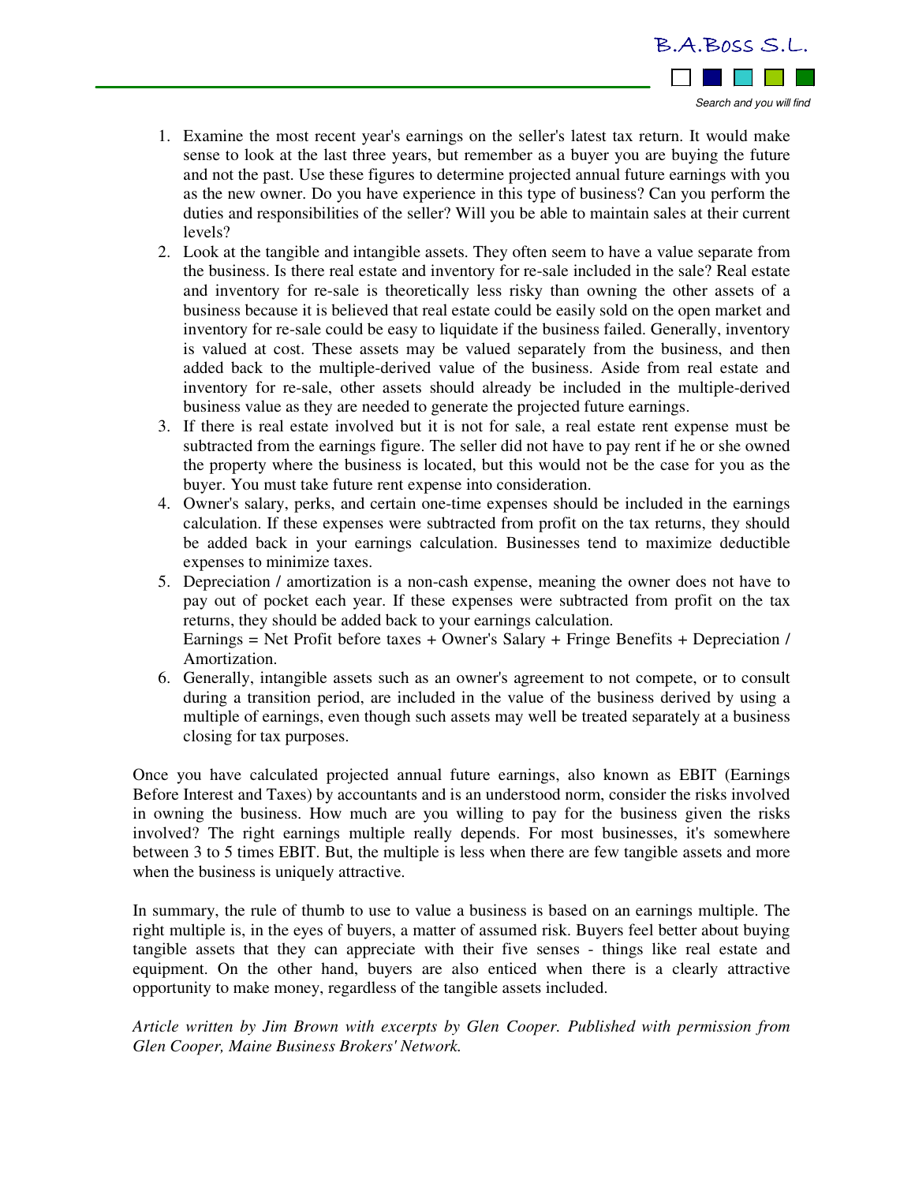1. Examine the most recent year's earnings on the seller's latest tax return. It would make sense to look at the last three years, but remember as a buyer you are buying the future and not the past. Use these figures to determine projected annual future earnings with you as the new owner. Do you have experience in this type of business? Can you perform the duties and responsibilities of the seller? Will you be able to maintain sales at their current levels?
2. Look at the tangible and intangible assets. They often seem to have a value separate from the business. Is there real estate and inventory for re-sale included in the sale? Real estate and inventory for re-sale is theoretically less risky than owning the other assets of a business because it is believed that real estate could be easily sold on the open market and inventory for re-sale could be easy to liquidate if the business failed. Generally, inventory is valued at cost. These assets may be valued separately from the business, and then added back to the multiple-derived value of the business. Aside from real estate and inventory for re-sale, other assets should already be included in the multiple-derived business value as they are needed to generate the projected future earnings.
3. If there is real estate involved but it is not for sale, a real estate rent expense must be subtracted from the earnings figure. The seller did not have to pay rent if he or she owned the property where the business is located, but this would not be the case for you as the buyer. You must take future rent expense into consideration.
4. Owner's salary, perks, and certain one-time expenses should be included in the earnings calculation. If these expenses were subtracted from profit on the tax returns, they should be added back in your earnings calculation. Businesses tend to maximize deductible expenses to minimize taxes.
5. Depreciation / amortization is a non-cash expense, meaning the owner does not have to pay out of pocket each year. If these expenses were subtracted from profit on the tax returns, they should be added back to your earnings calculation.
   Earnings = Net Profit before taxes + Owner's Salary + Fringe Benefits + Depreciation / Amortization.
6. Generally, intangible assets such as an owner's agreement to not compete, or to consult during a transition period, are included in the value of the business derived by using a multiple of earnings, even though such assets may well be treated separately at a business closing for tax purposes.

Once you have calculated projected annual future earnings, also known as EBIT (Earnings Before Interest and Taxes) by accountants and is an understood norm, consider the risks involved in owning the business. How much are you willing to pay for the business given the risks involved? The right earnings multiple really depends. For most businesses, it's somewhere between 3 to 5 times EBIT. But, the multiple is less when there are few tangible assets and more when the business is uniquely attractive.

In summary, the rule of thumb to use to value a business is based on an earnings multiple. The right multiple is, in the eyes of buyers, a matter of assumed risk. Buyers feel better about buying tangible assets that they can appreciate with their five senses - things like real estate and equipment. On the other hand, buyers are also enticed when there is a clearly attractive opportunity to make money, regardless of the tangible assets included.

*Article written by Jim Brown with excerpts by Glen Cooper. Published with permission from Glen Cooper, Maine Business Brokers' Network.*